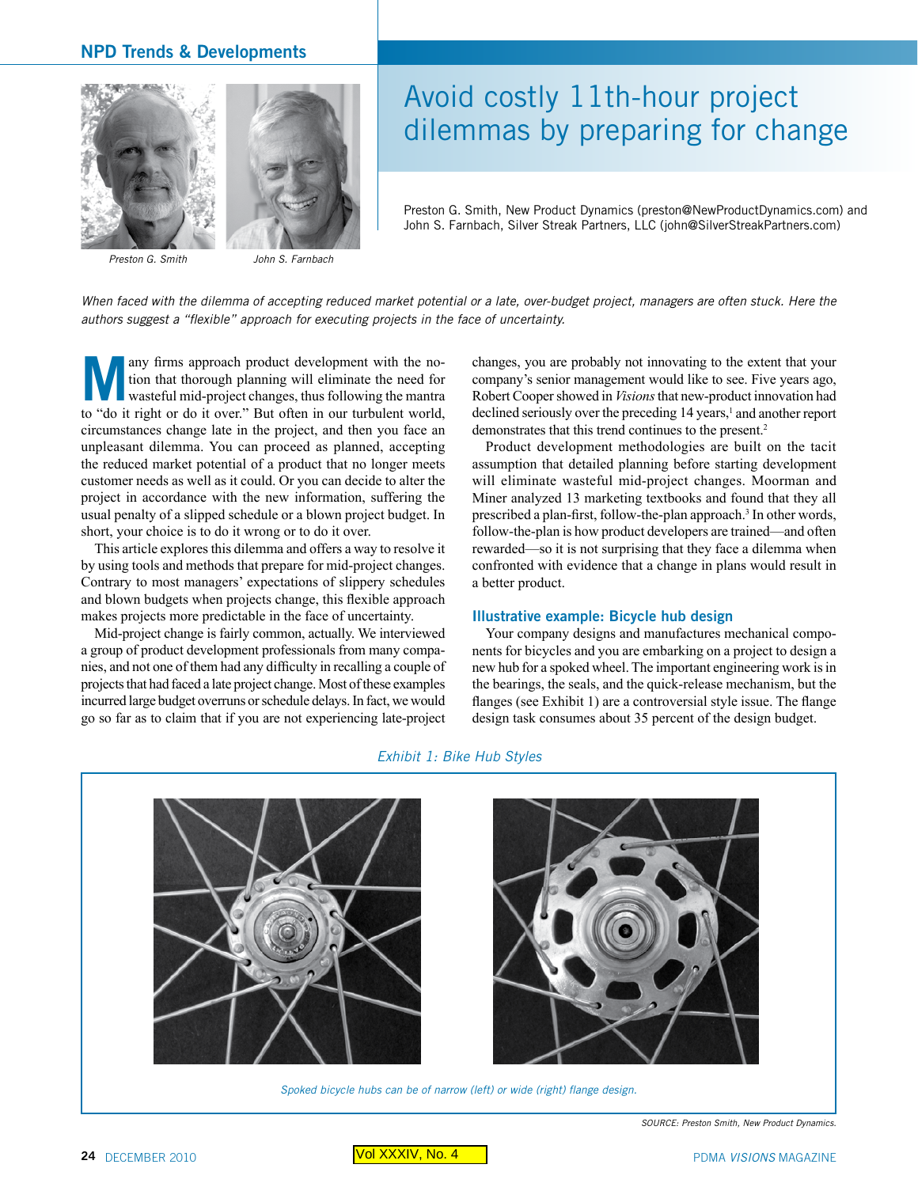# Avoid costly 11th-hour project dilemmas by preparing for change

Preston G. Smith, New Product Dynamics (preston@NewProductDynamics.com) and John S. Farnbach, Silver Streak Partners, LLC (john@SilverStreakPartners.com)

Preston G. Smith    John S. Farnbach

*When faced with the dilemma of accepting reduced market potential or a late, over-budget project, managers are often stuck. Here the authors suggest a "flexible" approach for executing projects in the face of uncertainty.*

Many firms approach product development with the notion that thorough planning will eliminate the need for wasteful mid-project changes, thus following the mantra to "do it right or do it over." But often in our turbulent world, circumstances change late in the project, and then you face an unpleasant dilemma. You can proceed as planned, accepting the reduced market potential of a product that no longer meets customer needs as well as it could. Or you can decide to alter the project in accordance with the new information, suffering the usual penalty of a slipped schedule or a blown project budget. In short, your choice is to do it wrong or to do it over.

This article explores this dilemma and offers a way to resolve it by using tools and methods that prepare for mid-project changes. Contrary to most managers' expectations of slippery schedules and blown budgets when projects change, this flexible approach makes projects more predictable in the face of uncertainty.

Mid-project change is fairly common, actually. We interviewed a group of product development professionals from many companies, and not one of them had any difficulty in recalling a couple of projects that had faced a late project change. Most of these examples incurred large budget overruns or schedule delays. In fact, we would go so far as to claim that if you are not experiencing late-project changes, you are probably not innovating to the extent that your company's senior management would like to see. Five years ago, Robert Cooper showed in *Visions* that new-product innovation had declined seriously over the preceding 14 years,[1] and another report demonstrates that this trend continues to the present.[2]

Product development methodologies are built on the tacit assumption that detailed planning before starting development will eliminate wasteful mid-project changes. Moorman and Miner analyzed 13 marketing textbooks and found that they all prescribed a plan-first, follow-the-plan approach.[3] In other words, follow-the-plan is how product developers are trained—and often rewarded—so it is not surprising that they face a dilemma when confronted with evidence that a change in plans would result in a better product.

### Illustrative example: Bicycle hub design

Your company designs and manufactures mechanical components for bicycles and you are embarking on a project to design a new hub for a spoked wheel. The important engineering work is in the bearings, the seals, and the quick-release mechanism, but the flanges (see Exhibit 1) are a controversial style issue. The flange design task consumes about 35 percent of the design budget.

*Exhibit 1: Bike Hub Styles*

*Spoked bicycle hubs can be of narrow (left) or wide (right) flange design.*

SOURCE: Preston Smith, New Product Dynamics.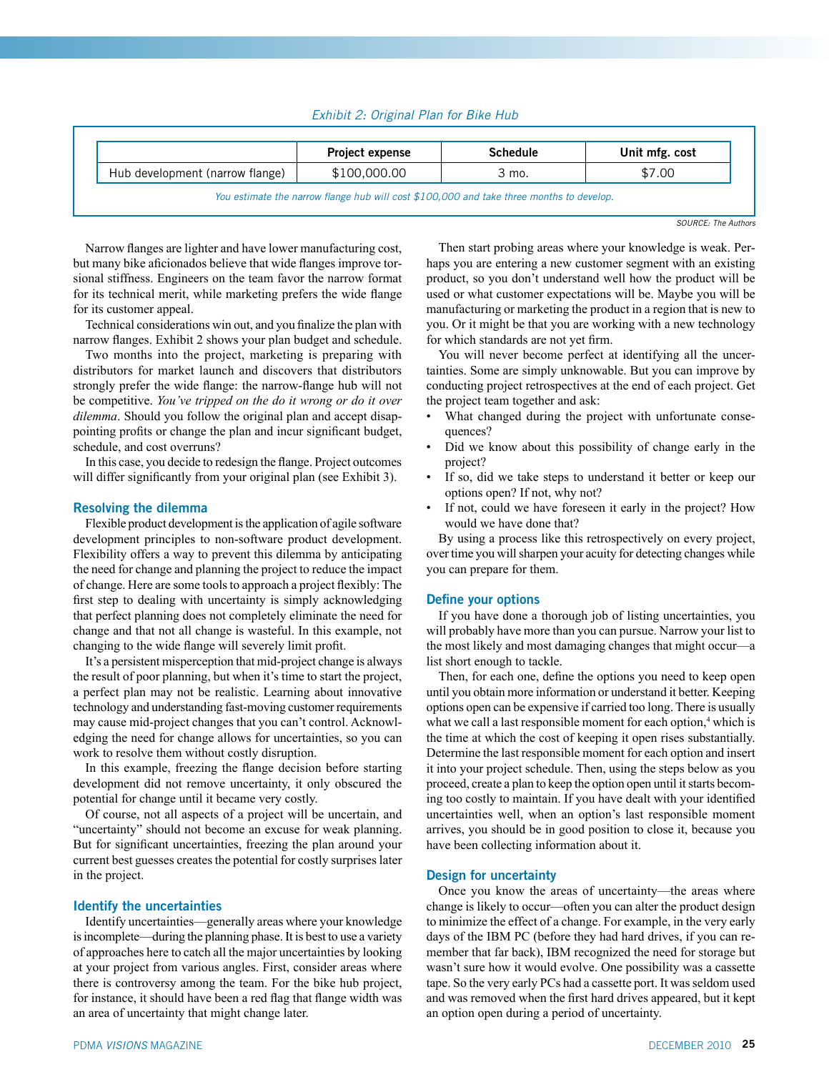*Exhibit 2: Original Plan for Bike Hub*

| | Project expense | Schedule | Unit mfg. cost |
|---|---|---|---|
| Hub development (narrow flange) | $100,000.00 | 3 mo. | $7.00 |

*You estimate the narrow flange hub will cost $100,000 and take three months to develop.*

SOURCE: The Authors

Narrow flanges are lighter and have lower manufacturing cost, but many bike aficionados believe that wide flanges improve torsional stiffness. Engineers on the team favor the narrow format for its technical merit, while marketing prefers the wide flange for its customer appeal.

Technical considerations win out, and you finalize the plan with narrow flanges. Exhibit 2 shows your plan budget and schedule.

Two months into the project, marketing is preparing with distributors for market launch and discovers that distributors strongly prefer the wide flange: the narrow-flange hub will not be competitive. *You've tripped on the do it wrong or do it over dilemma*. Should you follow the original plan and accept disappointing profits or change the plan and incur significant budget, schedule, and cost overruns?

In this case, you decide to redesign the flange. Project outcomes will differ significantly from your original plan (see Exhibit 3).

## Resolving the dilemma

Flexible product development is the application of agile software development principles to non-software product development. Flexibility offers a way to prevent this dilemma by anticipating the need for change and planning the project to reduce the impact of change. Here are some tools to approach a project flexibly: The first step to dealing with uncertainty is simply acknowledging that perfect planning does not completely eliminate the need for change and that not all change is wasteful. In this example, not changing to the wide flange will severely limit profit.

It's a persistent misperception that mid-project change is always the result of poor planning, but when it's time to start the project, a perfect plan may not be realistic. Learning about innovative technology and understanding fast-moving customer requirements may cause mid-project changes that you can't control. Acknowledging the need for change allows for uncertainties, so you can work to resolve them without costly disruption.

In this example, freezing the flange decision before starting development did not remove uncertainty, it only obscured the potential for change until it became very costly.

Of course, not all aspects of a project will be uncertain, and "uncertainty" should not become an excuse for weak planning. But for significant uncertainties, freezing the plan around your current best guesses creates the potential for costly surprises later in the project.

## Identify the uncertainties

Identify uncertainties—generally areas where your knowledge is incomplete—during the planning phase. It is best to use a variety of approaches here to catch all the major uncertainties by looking at your project from various angles. First, consider areas where there is controversy among the team. For the bike hub project, for instance, it should have been a red flag that flange width was an area of uncertainty that might change later.

Then start probing areas where your knowledge is weak. Perhaps you are entering a new customer segment with an existing product, so you don't understand well how the product will be used or what customer expectations will be. Maybe you will be manufacturing or marketing the product in a region that is new to you. Or it might be that you are working with a new technology for which standards are not yet firm.

You will never become perfect at identifying all the uncertainties. Some are simply unknowable. But you can improve by conducting project retrospectives at the end of each project. Get the project team together and ask:

- What changed during the project with unfortunate consequences?
- Did we know about this possibility of change early in the project?
- If so, did we take steps to understand it better or keep our options open? If not, why not?
- If not, could we have foreseen it early in the project? How would we have done that?

By using a process like this retrospectively on every project, over time you will sharpen your acuity for detecting changes while you can prepare for them.

## Define your options

If you have done a thorough job of listing uncertainties, you will probably have more than you can pursue. Narrow your list to the most likely and most damaging changes that might occur—a list short enough to tackle.

Then, for each one, define the options you need to keep open until you obtain more information or understand it better. Keeping options open can be expensive if carried too long. There is usually what we call a last responsible moment for each option,[4] which is the time at which the cost of keeping it open rises substantially. Determine the last responsible moment for each option and insert it into your project schedule. Then, using the steps below as you proceed, create a plan to keep the option open until it starts becoming too costly to maintain. If you have dealt with your identified uncertainties well, when an option's last responsible moment arrives, you should be in good position to close it, because you have been collecting information about it.

## Design for uncertainty

Once you know the areas of uncertainty—the areas where change is likely to occur—often you can alter the product design to minimize the effect of a change. For example, in the very early days of the IBM PC (before they had hard drives, if you can remember that far back), IBM recognized the need for storage but wasn't sure how it would evolve. One possibility was a cassette tape. So the very early PCs had a cassette port. It was seldom used and was removed when the first hard drives appeared, but it kept an option open during a period of uncertainty.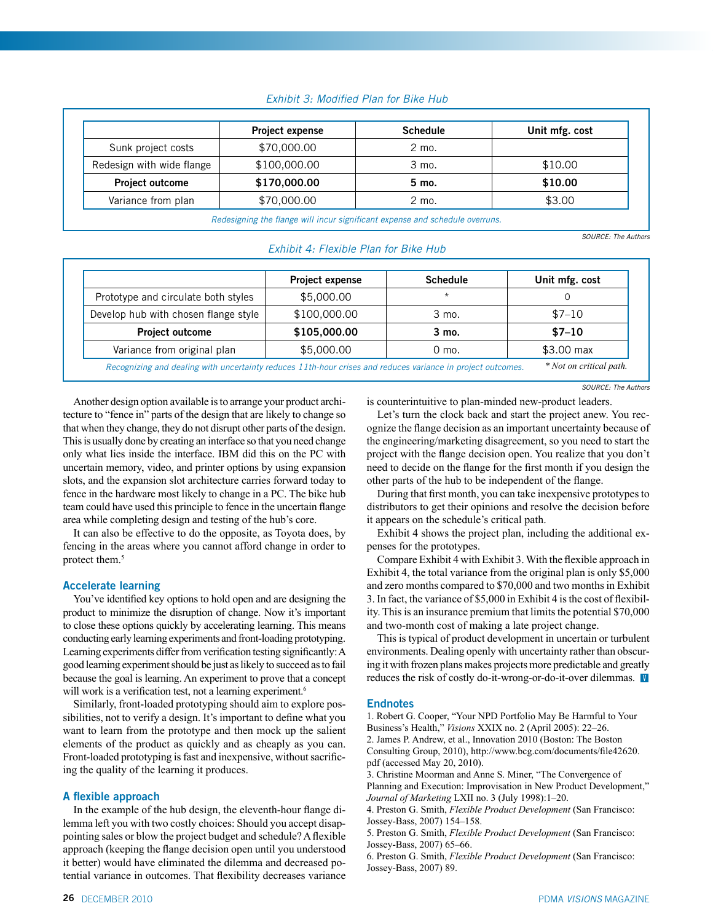Exhibit 3: Modified Plan for Bike Hub

| | Project expense | Schedule | Unit mfg. cost |
|---|---|---|---|
| Sunk project costs | $70,000.00 | 2 mo. | |
| Redesign with wide flange | $100,000.00 | 3 mo. | $10.00 |
| **Project outcome** | **$170,000.00** | **5 mo.** | **$10.00** |
| Variance from plan | $70,000.00 | 2 mo. | $3.00 |

*Redesigning the flange will incur significant expense and schedule overruns.*

SOURCE: The Authors

Exhibit 4: Flexible Plan for Bike Hub

| | Project expense | Schedule | Unit mfg. cost |
|---|---|---|---|
| Prototype and circulate both styles | $5,000.00 | * | 0 |
| Develop hub with chosen flange style | $100,000.00 | 3 mo. | $7–10 |
| **Project outcome** | **$105,000.00** | **3 mo.** | **$7–10** |
| Variance from original plan | $5,000.00 | 0 mo. | $3.00 max |

*Recognizing and dealing with uncertainty reduces 11th-hour crises and reduces variance in project outcomes.*

* Not on critical path.

SOURCE: The Authors

Another design option available is to arrange your product architecture to "fence in" parts of the design that are likely to change so that when they change, they do not disrupt other parts of the design. This is usually done by creating an interface so that you need change only what lies inside the interface. IBM did this on the PC with uncertain memory, video, and printer options by using expansion slots, and the expansion slot architecture carries forward today to fence in the hardware most likely to change in a PC. The bike hub team could have used this principle to fence in the uncertain flange area while completing design and testing of the hub's core.

It can also be effective to do the opposite, as Toyota does, by fencing in the areas where you cannot afford change in order to protect them.[5]

## Accelerate learning

You've identified key options to hold open and are designing the product to minimize the disruption of change. Now it's important to close these options quickly by accelerating learning. This means conducting early learning experiments and front-loading prototyping. Learning experiments differ from verification testing significantly: A good learning experiment should be just as likely to succeed as to fail because the goal is learning. An experiment to prove that a concept will work is a verification test, not a learning experiment.[6]

Similarly, front-loaded prototyping should aim to explore possibilities, not to verify a design. It's important to define what you want to learn from the prototype and then mock up the salient elements of the product as quickly and as cheaply as you can. Front-loaded prototyping is fast and inexpensive, without sacrificing the quality of the learning it produces.

## A flexible approach

In the example of the hub design, the eleventh-hour flange dilemma left you with two costly choices: Should you accept disappointing sales or blow the project budget and schedule? A flexible approach (keeping the flange decision open until you understood it better) would have eliminated the dilemma and decreased potential variance in outcomes. That flexibility decreases variance is counterintuitive to plan-minded new-product leaders.

Let's turn the clock back and start the project anew. You recognize the flange decision as an important uncertainty because of the engineering/marketing disagreement, so you need to start the project with the flange decision open. You realize that you don't need to decide on the flange for the first month if you design the other parts of the hub to be independent of the flange.

During that first month, you can take inexpensive prototypes to distributors to get their opinions and resolve the decision before it appears on the schedule's critical path.

Exhibit 4 shows the project plan, including the additional expenses for the prototypes.

Compare Exhibit 4 with Exhibit 3. With the flexible approach in Exhibit 4, the total variance from the original plan is only $5,000 and zero months compared to $70,000 and two months in Exhibit 3. In fact, the variance of $5,000 in Exhibit 4 is the cost of flexibility. This is an insurance premium that limits the potential $70,000 and two-month cost of making a late project change.

This is typical of product development in uncertain or turbulent environments. Dealing openly with uncertainty rather than obscuring it with frozen plans makes projects more predictable and greatly reduces the risk of costly do-it-wrong-or-do-it-over dilemmas.

## Endnotes

1. Robert G. Cooper, "Your NPD Portfolio May Be Harmful to Your Business's Health," *Visions* XXIX no. 2 (April 2005): 22–26.
2. James P. Andrew, et al., Innovation 2010 (Boston: The Boston Consulting Group, 2010), http://www.bcg.com/documents/file42620.pdf (accessed May 20, 2010).
3. Christine Moorman and Anne S. Miner, "The Convergence of Planning and Execution: Improvisation in New Product Development," *Journal of Marketing* LXII no. 3 (July 1998):1–20.
4. Preston G. Smith, *Flexible Product Development* (San Francisco: Jossey-Bass, 2007) 154–158.
5. Preston G. Smith, *Flexible Product Development* (San Francisco: Jossey-Bass, 2007) 65–66.
6. Preston G. Smith, *Flexible Product Development* (San Francisco: Jossey-Bass, 2007) 89.